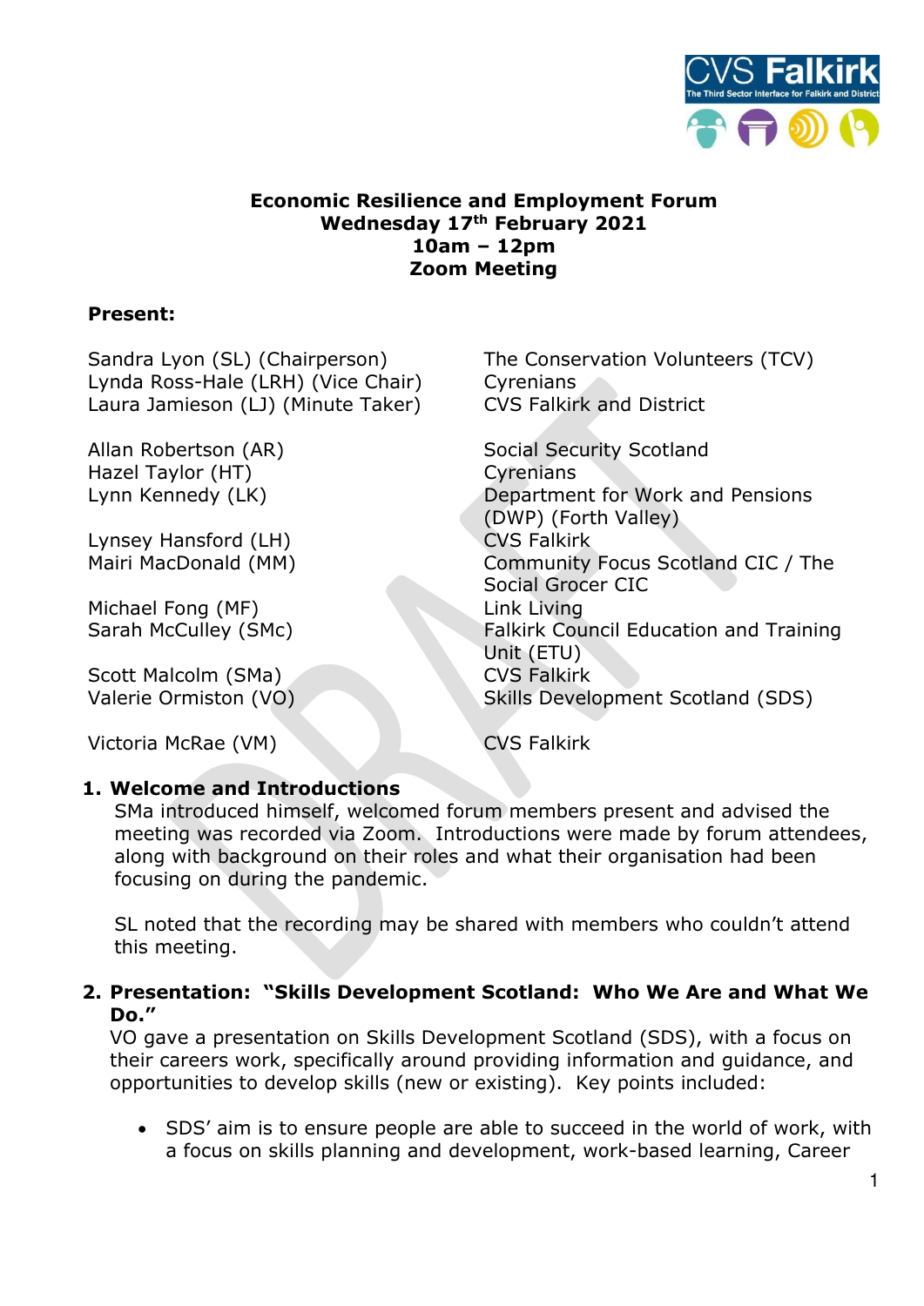**Economic Resilience and Employment Forum**
**Wednesday 17th February 2021**
**10am – 12pm**
**Zoom Meeting**

**Present:**

| | |
|---|---|
| Sandra Lyon (SL) (Chairperson) | The Conservation Volunteers (TCV) |
| Lynda Ross-Hale (LRH) (Vice Chair) | Cyrenians |
| Laura Jamieson (LJ) (Minute Taker) | CVS Falkirk and District |
| Allan Robertson (AR) | Social Security Scotland |
| Hazel Taylor (HT) | Cyrenians |
| Lynn Kennedy (LK) | Department for Work and Pensions (DWP) (Forth Valley) |
| Lynsey Hansford (LH) | CVS Falkirk |
| Mairi MacDonald (MM) | Community Focus Scotland CIC / The Social Grocer CIC |
| Michael Fong (MF) | Link Living |
| Sarah McCulley (SMc) | Falkirk Council Education and Training Unit (ETU) |
| Scott Malcolm (SMa) | CVS Falkirk |
| Valerie Ormiston (VO) | Skills Development Scotland (SDS) |
| Victoria McRae (VM) | CVS Falkirk |

## 1. Welcome and Introductions

SMa introduced himself, welcomed forum members present and advised the meeting was recorded via Zoom. Introductions were made by forum attendees, along with background on their roles and what their organisation had been focusing on during the pandemic.

SL noted that the recording may be shared with members who couldn't attend this meeting.

## 2. Presentation: "Skills Development Scotland: Who We Are and What We Do."

VO gave a presentation on Skills Development Scotland (SDS), with a focus on their careers work, specifically around providing information and guidance, and opportunities to develop skills (new or existing). Key points included:

- SDS' aim is to ensure people are able to succeed in the world of work, with a focus on skills planning and development, work-based learning, Career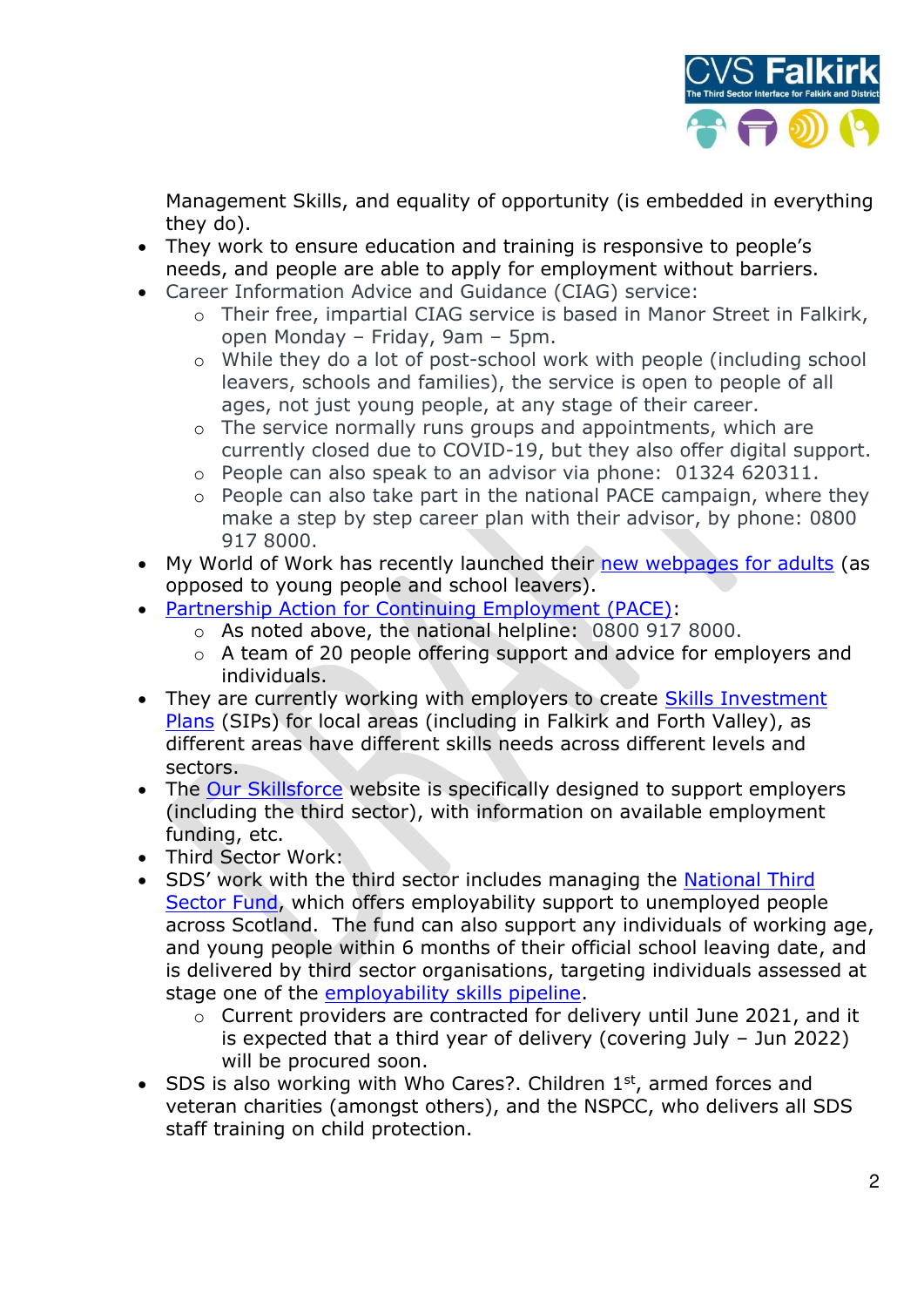Management Skills, and equality of opportunity (is embedded in everything they do).

- They work to ensure education and training is responsive to people's needs, and people are able to apply for employment without barriers.
- Career Information Advice and Guidance (CIAG) service:
    - Their free, impartial CIAG service is based in Manor Street in Falkirk, open Monday – Friday, 9am – 5pm.
    - While they do a lot of post-school work with people (including school leavers, schools and families), the service is open to people of all ages, not just young people, at any stage of their career.
    - The service normally runs groups and appointments, which are currently closed due to COVID-19, but they also offer digital support.
    - People can also speak to an advisor via phone: 01324 620311.
    - People can also take part in the national PACE campaign, where they make a step by step career plan with their advisor, by phone: 0800 917 8000.
- My World of Work has recently launched their new webpages for adults (as opposed to young people and school leavers).
- Partnership Action for Continuing Employment (PACE):
    - As noted above, the national helpline: 0800 917 8000.
    - A team of 20 people offering support and advice for employers and individuals.
- They are currently working with employers to create Skills Investment Plans (SIPs) for local areas (including in Falkirk and Forth Valley), as different areas have different skills needs across different levels and sectors.
- The Our Skillsforce website is specifically designed to support employers (including the third sector), with information on available employment funding, etc.
- Third Sector Work:
- SDS' work with the third sector includes managing the National Third Sector Fund, which offers employability support to unemployed people across Scotland. The fund can also support any individuals of working age, and young people within 6 months of their official school leaving date, and is delivered by third sector organisations, targeting individuals assessed at stage one of the employability skills pipeline.
    - Current providers are contracted for delivery until June 2021, and it is expected that a third year of delivery (covering July – Jun 2022) will be procured soon.
- SDS is also working with Who Cares?. Children 1st, armed forces and veteran charities (amongst others), and the NSPCC, who delivers all SDS staff training on child protection.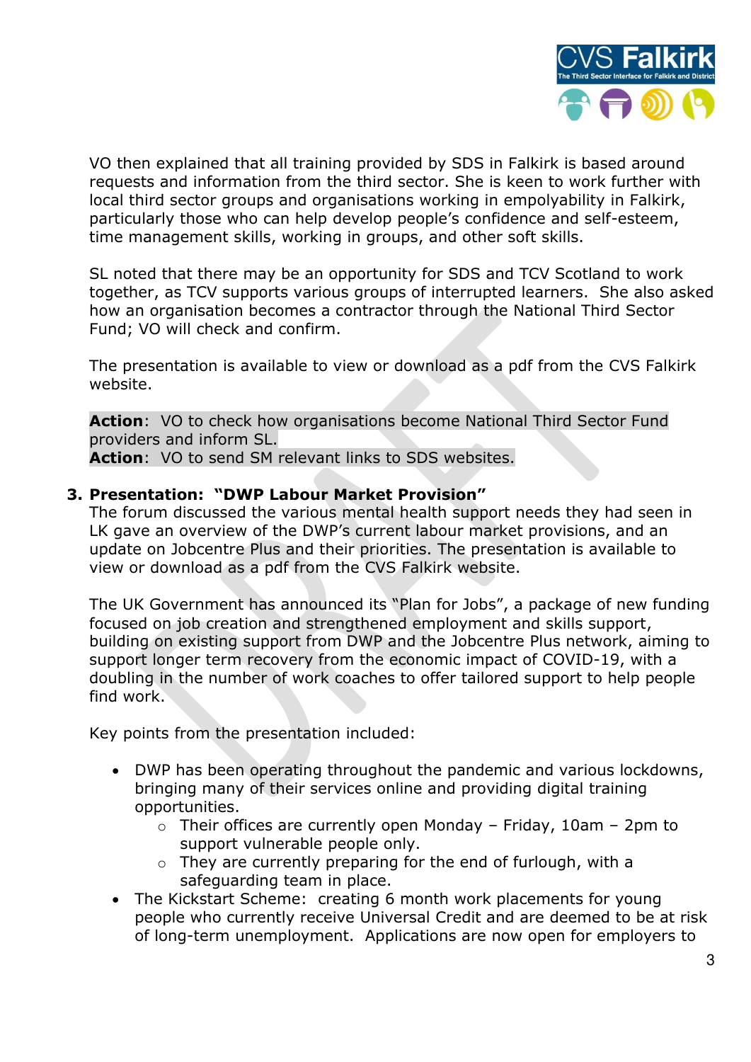VO then explained that all training provided by SDS in Falkirk is based around requests and information from the third sector. She is keen to work further with local third sector groups and organisations working in empolyability in Falkirk, particularly those who can help develop people's confidence and self-esteem, time management skills, working in groups, and other soft skills.

SL noted that there may be an opportunity for SDS and TCV Scotland to work together, as TCV supports various groups of interrupted learners. She also asked how an organisation becomes a contractor through the National Third Sector Fund; VO will check and confirm.

The presentation is available to view or download as a pdf from the CVS Falkirk website.

**Action**: VO to check how organisations become National Third Sector Fund providers and inform SL.
**Action**: VO to send SM relevant links to SDS websites.

3. **Presentation: "DWP Labour Market Provision"**

The forum discussed the various mental health support needs they had seen in LK gave an overview of the DWP's current labour market provisions, and an update on Jobcentre Plus and their priorities. The presentation is available to view or download as a pdf from the CVS Falkirk website.

The UK Government has announced its "Plan for Jobs", a package of new funding focused on job creation and strengthened employment and skills support, building on existing support from DWP and the Jobcentre Plus network, aiming to support longer term recovery from the economic impact of COVID-19, with a doubling in the number of work coaches to offer tailored support to help people find work.

Key points from the presentation included:

- DWP has been operating throughout the pandemic and various lockdowns, bringing many of their services online and providing digital training opportunities.
  - Their offices are currently open Monday – Friday, 10am – 2pm to support vulnerable people only.
  - They are currently preparing for the end of furlough, with a safeguarding team in place.
- The Kickstart Scheme: creating 6 month work placements for young people who currently receive Universal Credit and are deemed to be at risk of long-term unemployment. Applications are now open for employers to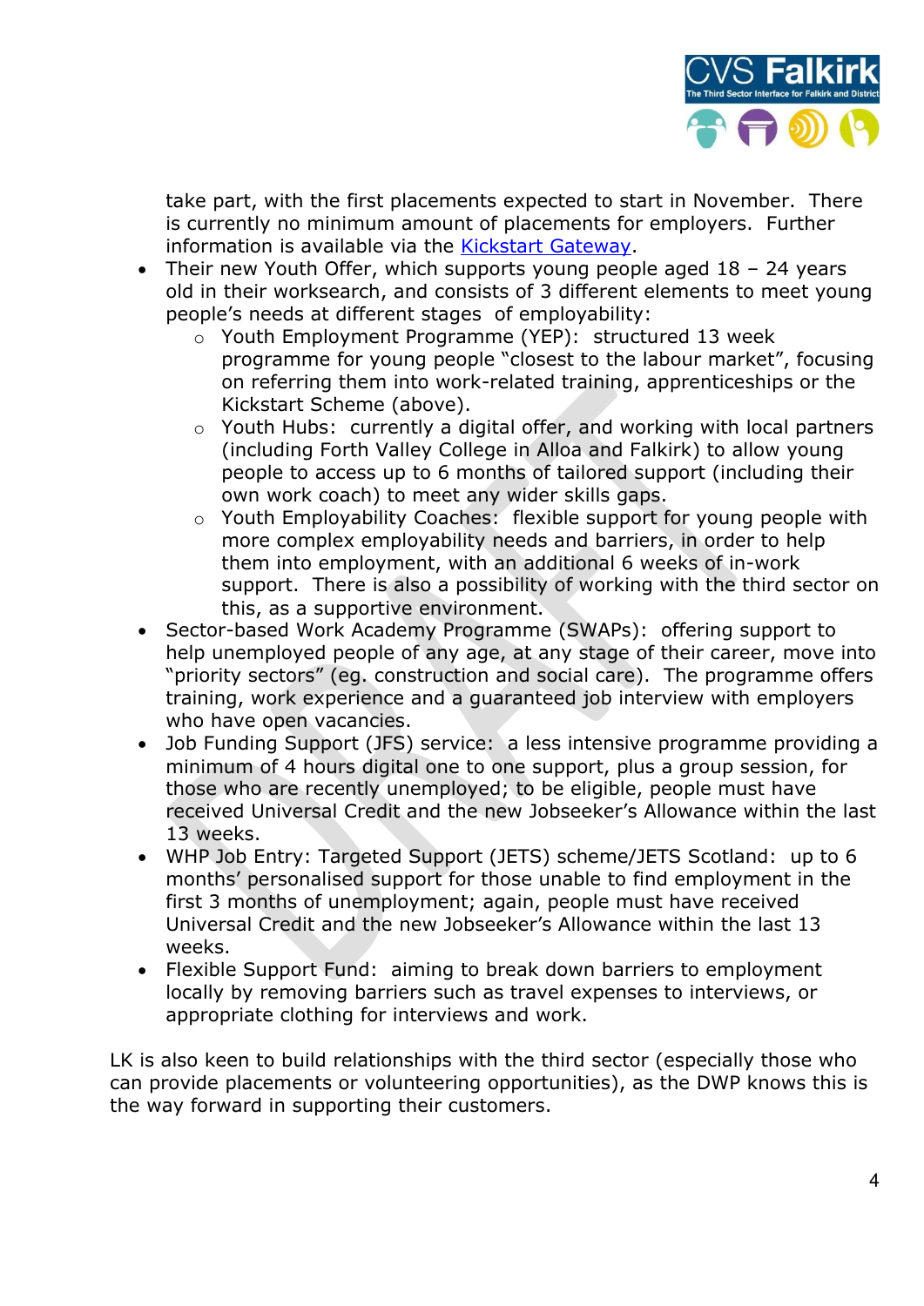take part, with the first placements expected to start in November. There is currently no minimum amount of placements for employers. Further information is available via the [Kickstart Gateway](Kickstart Gateway).

- Their new Youth Offer, which supports young people aged 18 – 24 years old in their worksearch, and consists of 3 different elements to meet young people's needs at different stages of employability:
  - Youth Employment Programme (YEP): structured 13 week programme for young people "closest to the labour market", focusing on referring them into work-related training, apprenticeships or the Kickstart Scheme (above).
  - Youth Hubs: currently a digital offer, and working with local partners (including Forth Valley College in Alloa and Falkirk) to allow young people to access up to 6 months of tailored support (including their own work coach) to meet any wider skills gaps.
  - Youth Employability Coaches: flexible support for young people with more complex employability needs and barriers, in order to help them into employment, with an additional 6 weeks of in-work support. There is also a possibility of working with the third sector on this, as a supportive environment.
- Sector-based Work Academy Programme (SWAPs): offering support to help unemployed people of any age, at any stage of their career, move into "priority sectors" (eg. construction and social care). The programme offers training, work experience and a guaranteed job interview with employers who have open vacancies.
- Job Funding Support (JFS) service: a less intensive programme providing a minimum of 4 hours digital one to one support, plus a group session, for those who are recently unemployed; to be eligible, people must have received Universal Credit and the new Jobseeker's Allowance within the last 13 weeks.
- WHP Job Entry: Targeted Support (JETS) scheme/JETS Scotland: up to 6 months' personalised support for those unable to find employment in the first 3 months of unemployment; again, people must have received Universal Credit and the new Jobseeker's Allowance within the last 13 weeks.
- Flexible Support Fund: aiming to break down barriers to employment locally by removing barriers such as travel expenses to interviews, or appropriate clothing for interviews and work.

LK is also keen to build relationships with the third sector (especially those who can provide placements or volunteering opportunities), as the DWP knows this is the way forward in supporting their customers.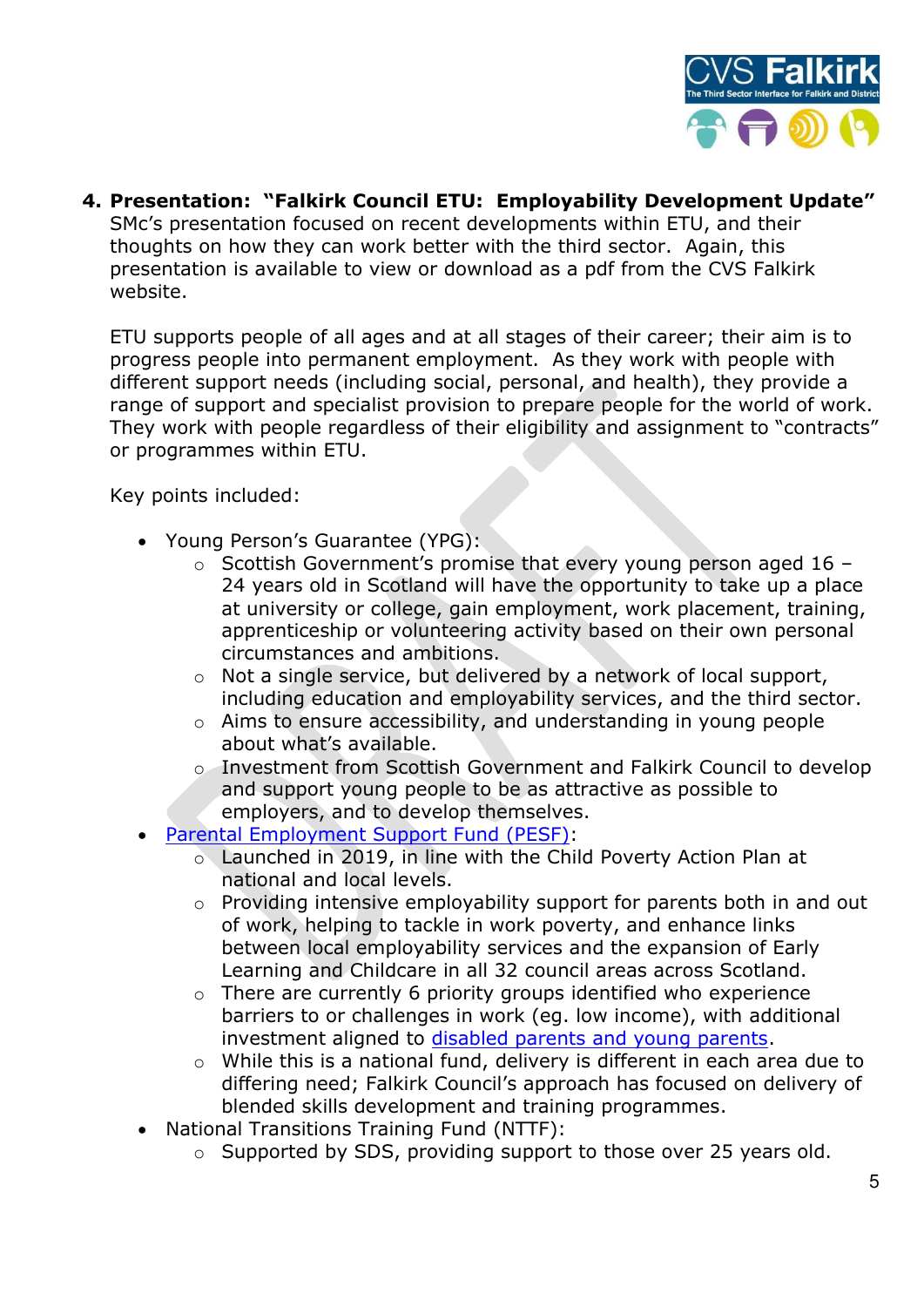**4. Presentation: "Falkirk Council ETU: Employability Development Update"**

SMc's presentation focused on recent developments within ETU, and their thoughts on how they can work better with the third sector. Again, this presentation is available to view or download as a pdf from the CVS Falkirk website.

ETU supports people of all ages and at all stages of their career; their aim is to progress people into permanent employment. As they work with people with different support needs (including social, personal, and health), they provide a range of support and specialist provision to prepare people for the world of work. They work with people regardless of their eligibility and assignment to "contracts" or programmes within ETU.

Key points included:

- Young Person's Guarantee (YPG):
    - Scottish Government's promise that every young person aged 16 – 24 years old in Scotland will have the opportunity to take up a place at university or college, gain employment, work placement, training, apprenticeship or volunteering activity based on their own personal circumstances and ambitions.
    - Not a single service, but delivered by a network of local support, including education and employability services, and the third sector.
    - Aims to ensure accessibility, and understanding in young people about what's available.
    - Investment from Scottish Government and Falkirk Council to develop and support young people to be as attractive as possible to employers, and to develop themselves.
- Parental Employment Support Fund (PESF):
    - Launched in 2019, in line with the Child Poverty Action Plan at national and local levels.
    - Providing intensive employability support for parents both in and out of work, helping to tackle in work poverty, and enhance links between local employability services and the expansion of Early Learning and Childcare in all 32 council areas across Scotland.
    - There are currently 6 priority groups identified who experience barriers to or challenges in work (eg. low income), with additional investment aligned to disabled parents and young parents.
    - While this is a national fund, delivery is different in each area due to differing need; Falkirk Council's approach has focused on delivery of blended skills development and training programmes.
- National Transitions Training Fund (NTTF):
    - Supported by SDS, providing support to those over 25 years old.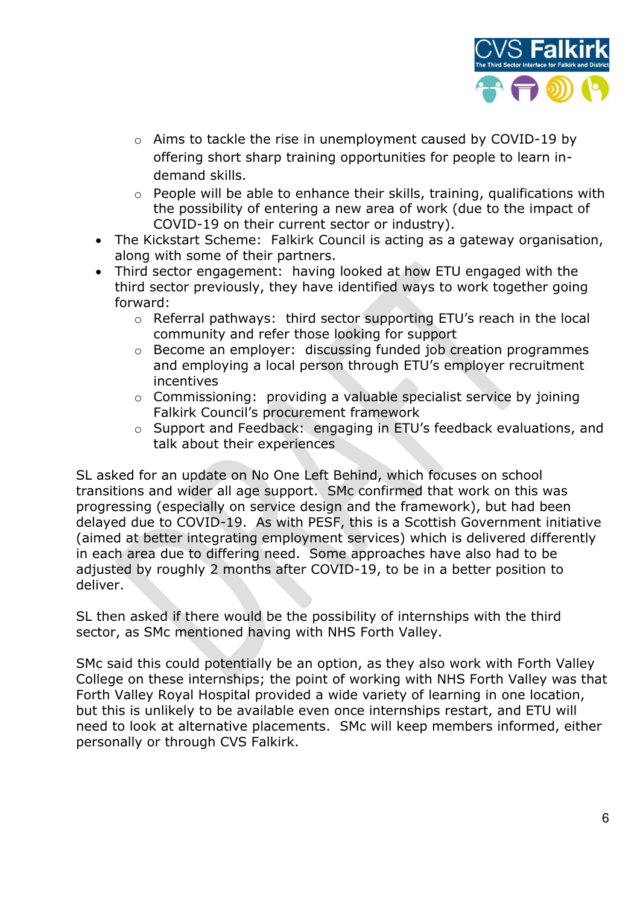- Aims to tackle the rise in unemployment caused by COVID-19 by offering short sharp training opportunities for people to learn in-demand skills.
    - People will be able to enhance their skills, training, qualifications with the possibility of entering a new area of work (due to the impact of COVID-19 on their current sector or industry).
- The Kickstart Scheme: Falkirk Council is acting as a gateway organisation, along with some of their partners.
- Third sector engagement: having looked at how ETU engaged with the third sector previously, they have identified ways to work together going forward:
    - Referral pathways: third sector supporting ETU's reach in the local community and refer those looking for support
    - Become an employer: discussing funded job creation programmes and employing a local person through ETU's employer recruitment incentives
    - Commissioning: providing a valuable specialist service by joining Falkirk Council's procurement framework
    - Support and Feedback: engaging in ETU's feedback evaluations, and talk about their experiences

SL asked for an update on No One Left Behind, which focuses on school transitions and wider all age support. SMc confirmed that work on this was progressing (especially on service design and the framework), but had been delayed due to COVID-19. As with PESF, this is a Scottish Government initiative (aimed at better integrating employment services) which is delivered differently in each area due to differing need. Some approaches have also had to be adjusted by roughly 2 months after COVID-19, to be in a better position to deliver.

SL then asked if there would be the possibility of internships with the third sector, as SMc mentioned having with NHS Forth Valley.

SMc said this could potentially be an option, as they also work with Forth Valley College on these internships; the point of working with NHS Forth Valley was that Forth Valley Royal Hospital provided a wide variety of learning in one location, but this is unlikely to be available even once internships restart, and ETU will need to look at alternative placements. SMc will keep members informed, either personally or through CVS Falkirk.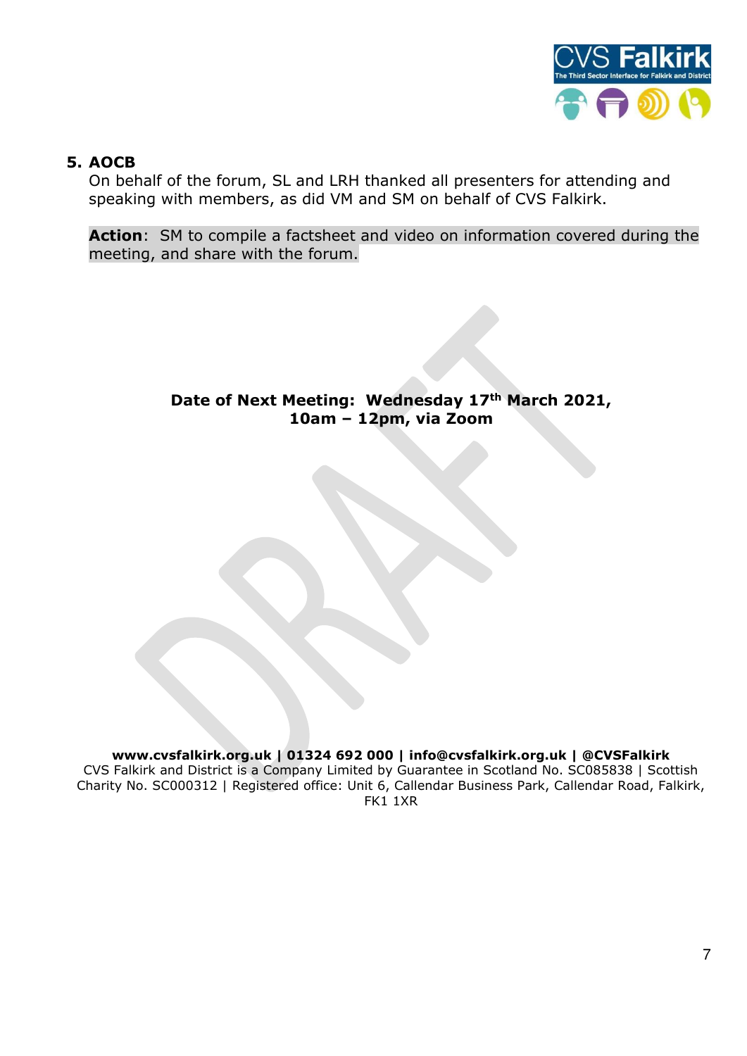## 5. AOCB

On behalf of the forum, SL and LRH thanked all presenters for attending and speaking with members, as did VM and SM on behalf of CVS Falkirk.

**Action**: SM to compile a factsheet and video on information covered during the meeting, and share with the forum.

**Date of Next Meeting: Wednesday 17th March 2021, 10am – 12pm, via Zoom**

**www.cvsfalkirk.org.uk | 01324 692 000 | info@cvsfalkirk.org.uk | @CVSFalkirk**
CVS Falkirk and District is a Company Limited by Guarantee in Scotland No. SC085838 | Scottish Charity No. SC000312 | Registered office: Unit 6, Callendar Business Park, Callendar Road, Falkirk, FK1 1XR